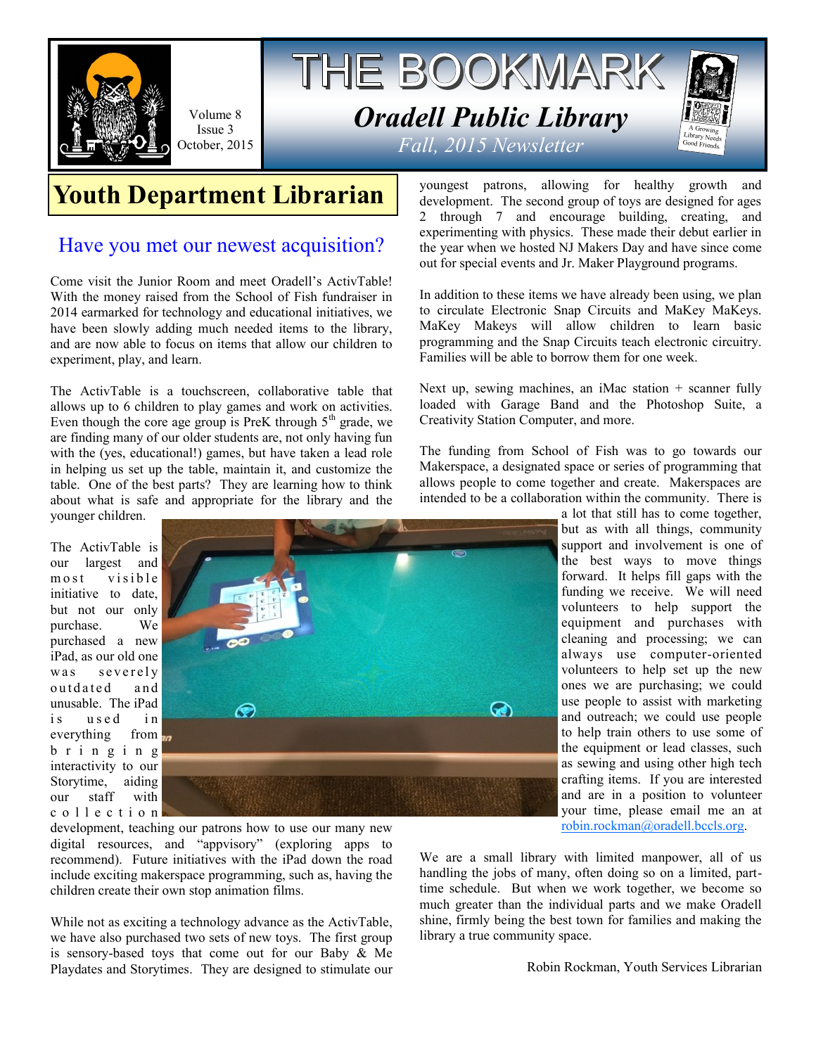# THE BOOKMARK

Volume 8
Issue 3
October, 2015

***Oradell Public Library***

*Fall, 2015 Newsletter*

A Growing Library Needs Good Friends

## Youth Department Librarian

### Have you met our newest acquisition?

Come visit the Junior Room and meet Oradell's ActivTable! With the money raised from the School of Fish fundraiser in 2014 earmarked for technology and educational initiatives, we have been slowly adding much needed items to the library, and are now able to focus on items that allow our children to experiment, play, and learn.

The ActivTable is a touchscreen, collaborative table that allows up to 6 children to play games and work on activities. Even though the core age group is PreK through 5th grade, we are finding many of our older students are, not only having fun with the (yes, educational!) games, but have taken a lead role in helping us set up the table, maintain it, and customize the table. One of the best parts? They are learning how to think about what is safe and appropriate for the library and the younger children.

The ActivTable is our largest and most visible initiative to date, but not our only purchase. We purchased a new iPad, as our old one was severely outdated and unusable. The iPad is used in everything from bringing interactivity to our Storytime, aiding our staff with collection development, teaching our patrons how to use our many new digital resources, and "appvisory" (exploring apps to recommend). Future initiatives with the iPad down the road include exciting makerspace programming, such as, having the children create their own stop animation films.

While not as exciting a technology advance as the ActivTable, we have also purchased two sets of new toys. The first group is sensory-based toys that come out for our Baby & Me Playdates and Storytimes. They are designed to stimulate our youngest patrons, allowing for healthy growth and development. The second group of toys are designed for ages 2 through 7 and encourage building, creating, and experimenting with physics. These made their debut earlier in the year when we hosted NJ Makers Day and have since come out for special events and Jr. Maker Playground programs.

In addition to these items we have already been using, we plan to circulate Electronic Snap Circuits and MaKey MaKeys. MaKey Makeys will allow children to learn basic programming and the Snap Circuits teach electronic circuitry. Families will be able to borrow them for one week.

Next up, sewing machines, an iMac station + scanner fully loaded with Garage Band and the Photoshop Suite, a Creativity Station Computer, and more.

The funding from School of Fish was to go towards our Makerspace, a designated space or series of programming that allows people to come together and create. Makerspaces are intended to be a collaboration within the community. There is a lot that still has to come together, but as with all things, community support and involvement is one of the best ways to move things forward. It helps fill gaps with the funding we receive. We will need volunteers to help support the equipment and purchases with cleaning and processing; we can always use computer-oriented volunteers to help set up the new ones we are purchasing; we could use people to assist with marketing and outreach; we could use people to help train others to use some of the equipment or lead classes, such as sewing and using other high tech crafting items. If you are interested and are in a position to volunteer your time, please email me an at robin.rockman@oradell.bccls.org.

We are a small library with limited manpower, all of us handling the jobs of many, often doing so on a limited, part-time schedule. But when we work together, we become so much greater than the individual parts and we make Oradell shine, firmly being the best town for families and making the library a true community space.

Robin Rockman, Youth Services Librarian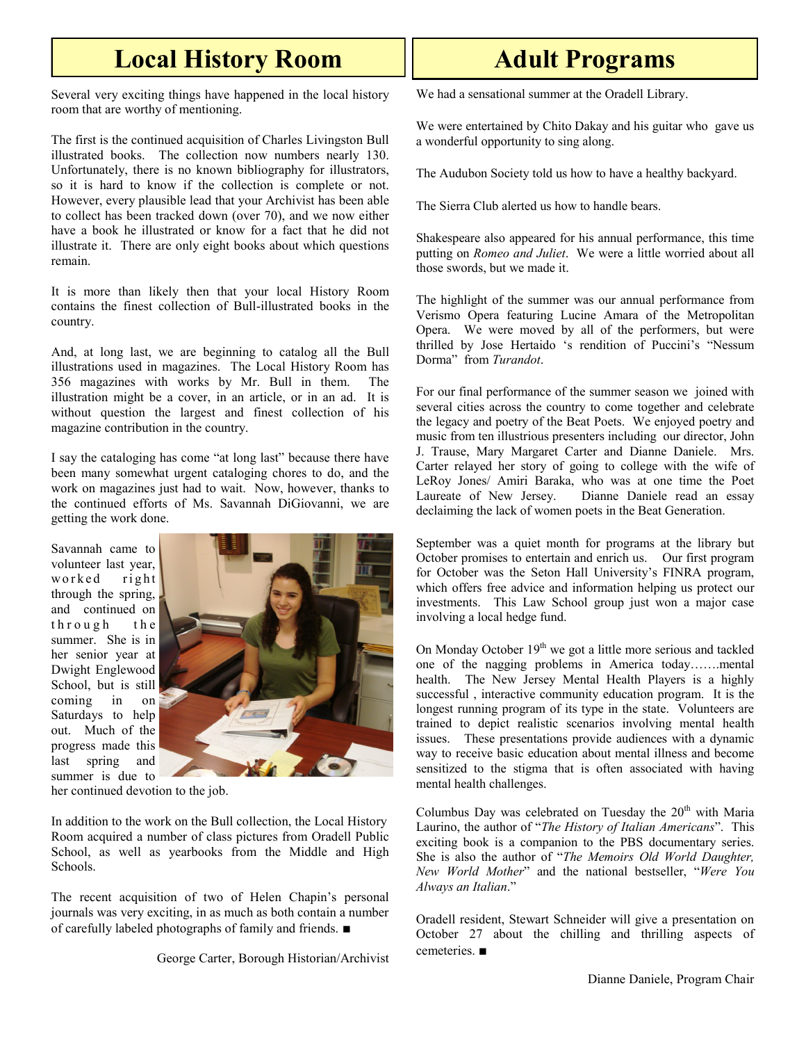# Local History Room

Several very exciting things have happened in the local history room that are worthy of mentioning.

The first is the continued acquisition of Charles Livingston Bull illustrated books. The collection now numbers nearly 130. Unfortunately, there is no known bibliography for illustrators, so it is hard to know if the collection is complete or not. However, every plausible lead that your Archivist has been able to collect has been tracked down (over 70), and we now either have a book he illustrated or know for a fact that he did not illustrate it. There are only eight books about which questions remain.

It is more than likely then that your local History Room contains the finest collection of Bull-illustrated books in the country.

And, at long last, we are beginning to catalog all the Bull illustrations used in magazines. The Local History Room has 356 magazines with works by Mr. Bull in them. The illustration might be a cover, in an article, or in an ad. It is without question the largest and finest collection of his magazine contribution in the country.

I say the cataloging has come "at long last" because there have been many somewhat urgent cataloging chores to do, and the work on magazines just had to wait. Now, however, thanks to the continued efforts of Ms. Savannah DiGiovanni, we are getting the work done.

Savannah came to volunteer last year, worked right through the spring, and continued on through the summer. She is in her senior year at Dwight Englewood School, but is still coming in on Saturdays to help out. Much of the progress made this last spring and summer is due to her continued devotion to the job.

In addition to the work on the Bull collection, the Local History Room acquired a number of class pictures from Oradell Public School, as well as yearbooks from the Middle and High Schools.

The recent acquisition of two of Helen Chapin's personal journals was very exciting, in as much as both contain a number of carefully labeled photographs of family and friends. ■

George Carter, Borough Historian/Archivist

# Adult Programs

We had a sensational summer at the Oradell Library.

We were entertained by Chito Dakay and his guitar who gave us a wonderful opportunity to sing along.

The Audubon Society told us how to have a healthy backyard.

The Sierra Club alerted us how to handle bears.

Shakespeare also appeared for his annual performance, this time putting on *Romeo and Juliet*. We were a little worried about all those swords, but we made it.

The highlight of the summer was our annual performance from Verismo Opera featuring Lucine Amara of the Metropolitan Opera. We were moved by all of the performers, but were thrilled by Jose Hertaido 's rendition of Puccini's "Nessum Dorma" from *Turandot*.

For our final performance of the summer season we joined with several cities across the country to come together and celebrate the legacy and poetry of the Beat Poets. We enjoyed poetry and music from ten illustrious presenters including our director, John J. Trause, Mary Margaret Carter and Dianne Daniele. Mrs. Carter relayed her story of going to college with the wife of LeRoy Jones/ Amiri Baraka, who was at one time the Poet Laureate of New Jersey. Dianne Daniele read an essay declaiming the lack of women poets in the Beat Generation.

September was a quiet month for programs at the library but October promises to entertain and enrich us. Our first program for October was the Seton Hall University's FINRA program, which offers free advice and information helping us protect our investments. This Law School group just won a major case involving a local hedge fund.

On Monday October 19th we got a little more serious and tackled one of the nagging problems in America today…….mental health. The New Jersey Mental Health Players is a highly successful , interactive community education program. It is the longest running program of its type in the state. Volunteers are trained to depict realistic scenarios involving mental health issues. These presentations provide audiences with a dynamic way to receive basic education about mental illness and become sensitized to the stigma that is often associated with having mental health challenges.

Columbus Day was celebrated on Tuesday the 20th with Maria Laurino, the author of "*The History of Italian Americans*". This exciting book is a companion to the PBS documentary series. She is also the author of "*The Memoirs Old World Daughter, New World Mother*" and the national bestseller, "*Were You Always an Italian*."

Oradell resident, Stewart Schneider will give a presentation on October 27 about the chilling and thrilling aspects of cemeteries. ■

Dianne Daniele, Program Chair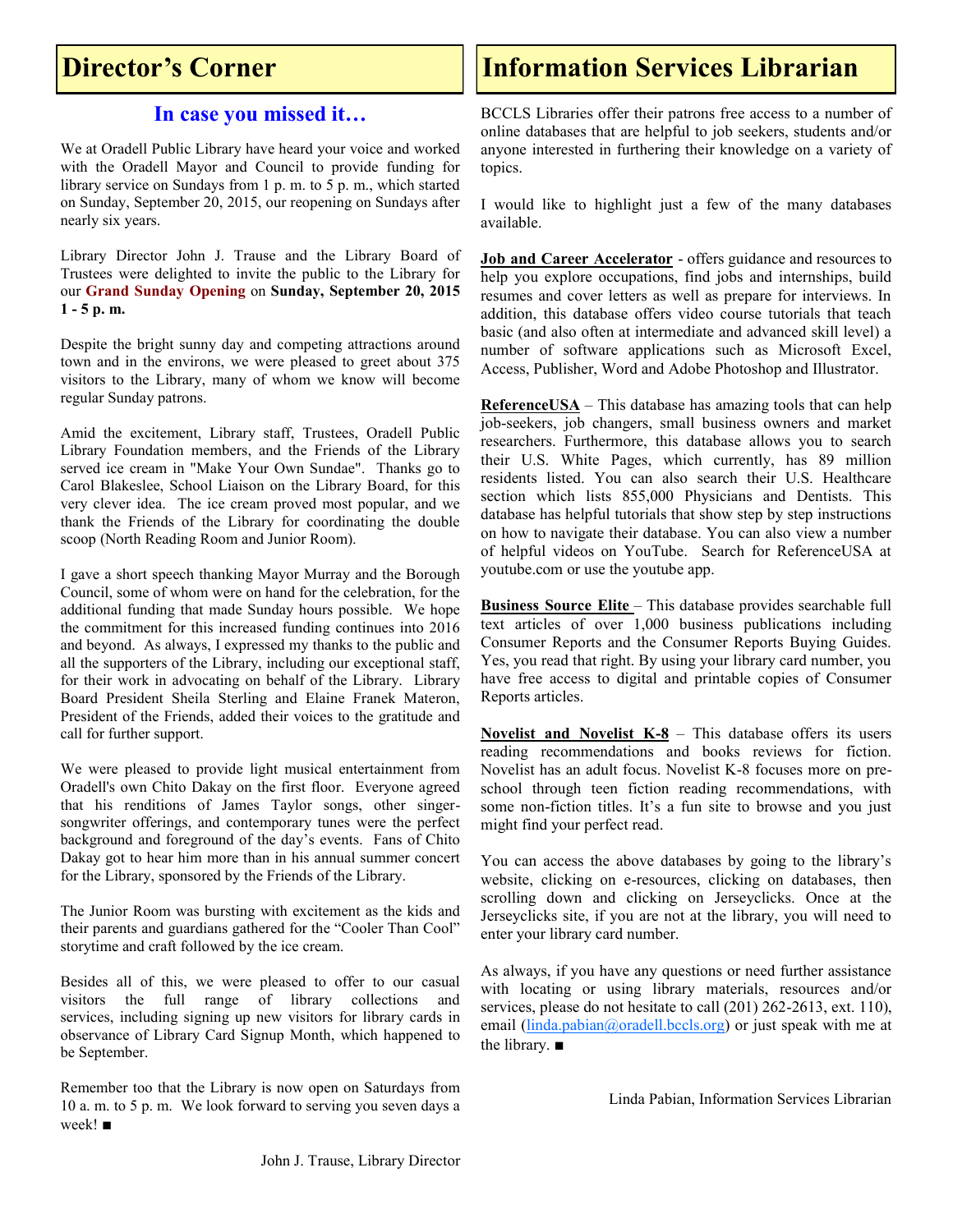# Director's Corner

## In case you missed it…

We at Oradell Public Library have heard your voice and worked with the Oradell Mayor and Council to provide funding for library service on Sundays from 1 p. m. to 5 p. m., which started on Sunday, September 20, 2015, our reopening on Sundays after nearly six years.

Library Director John J. Trause and the Library Board of Trustees were delighted to invite the public to the Library for our **Grand Sunday Opening** on **Sunday, September 20, 2015 1 - 5 p. m.**

Despite the bright sunny day and competing attractions around town and in the environs, we were pleased to greet about 375 visitors to the Library, many of whom we know will become regular Sunday patrons.

Amid the excitement, Library staff, Trustees, Oradell Public Library Foundation members, and the Friends of the Library served ice cream in "Make Your Own Sundae". Thanks go to Carol Blakeslee, School Liaison on the Library Board, for this very clever idea. The ice cream proved most popular, and we thank the Friends of the Library for coordinating the double scoop (North Reading Room and Junior Room).

I gave a short speech thanking Mayor Murray and the Borough Council, some of whom were on hand for the celebration, for the additional funding that made Sunday hours possible. We hope the commitment for this increased funding continues into 2016 and beyond. As always, I expressed my thanks to the public and all the supporters of the Library, including our exceptional staff, for their work in advocating on behalf of the Library. Library Board President Sheila Sterling and Elaine Franek Materon, President of the Friends, added their voices to the gratitude and call for further support.

We were pleased to provide light musical entertainment from Oradell's own Chito Dakay on the first floor. Everyone agreed that his renditions of James Taylor songs, other singer-songwriter offerings, and contemporary tunes were the perfect background and foreground of the day's events. Fans of Chito Dakay got to hear him more than in his annual summer concert for the Library, sponsored by the Friends of the Library.

The Junior Room was bursting with excitement as the kids and their parents and guardians gathered for the "Cooler Than Cool" storytime and craft followed by the ice cream.

Besides all of this, we were pleased to offer to our casual visitors the full range of library collections and services, including signing up new visitors for library cards in observance of Library Card Signup Month, which happened to be September.

Remember too that the Library is now open on Saturdays from 10 a. m. to 5 p. m. We look forward to serving you seven days a week! ■

John J. Trause, Library Director

# Information Services Librarian

BCCLS Libraries offer their patrons free access to a number of online databases that are helpful to job seekers, students and/or anyone interested in furthering their knowledge on a variety of topics.

I would like to highlight just a few of the many databases available.

**Job and Career Accelerator** - offers guidance and resources to help you explore occupations, find jobs and internships, build resumes and cover letters as well as prepare for interviews. In addition, this database offers video course tutorials that teach basic (and also often at intermediate and advanced skill level) a number of software applications such as Microsoft Excel, Access, Publisher, Word and Adobe Photoshop and Illustrator.

**ReferenceUSA** – This database has amazing tools that can help job-seekers, job changers, small business owners and market researchers. Furthermore, this database allows you to search their U.S. White Pages, which currently, has 89 million residents listed. You can also search their U.S. Healthcare section which lists 855,000 Physicians and Dentists. This database has helpful tutorials that show step by step instructions on how to navigate their database. You can also view a number of helpful videos on YouTube. Search for ReferenceUSA at youtube.com or use the youtube app.

**Business Source Elite** – This database provides searchable full text articles of over 1,000 business publications including Consumer Reports and the Consumer Reports Buying Guides. Yes, you read that right. By using your library card number, you have free access to digital and printable copies of Consumer Reports articles.

**Novelist and Novelist K-8** – This database offers its users reading recommendations and books reviews for fiction. Novelist has an adult focus. Novelist K-8 focuses more on pre-school through teen fiction reading recommendations, with some non-fiction titles. It's a fun site to browse and you just might find your perfect read.

You can access the above databases by going to the library's website, clicking on e-resources, clicking on databases, then scrolling down and clicking on Jerseyclicks. Once at the Jerseyclicks site, if you are not at the library, you will need to enter your library card number.

As always, if you have any questions or need further assistance with locating or using library materials, resources and/or services, please do not hesitate to call (201) 262-2613, ext. 110), email (linda.pabian@oradell.bccls.org) or just speak with me at the library. ■

Linda Pabian, Information Services Librarian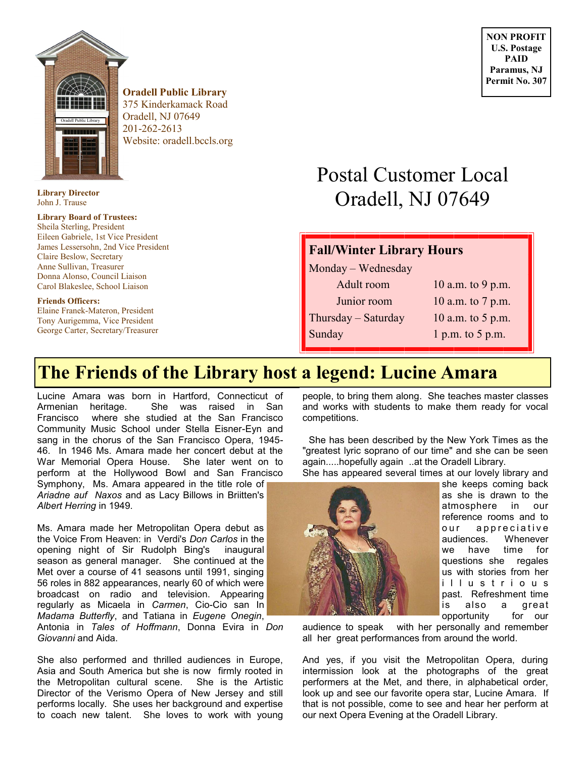**Oradell Public Library**
375 Kinderkamack Road
Oradell, NJ 07649
201-262-2613
Website: oradell.bccls.org

**NON PROFIT**
**U.S. Postage**
**PAID**
**Paramus, NJ**
**Permit No. 307**

**Library Director**
John J. Trause

**Library Board of Trustees:**
Sheila Sterling, President
Eileen Gabriele, 1st Vice President
James Lessersohn, 2nd Vice President
Claire Beslow, Secretary
Anne Sullivan, Treasurer
Donna Alonso, Council Liaison
Carol Blakeslee, School Liaison

**Friends Officers:**
Elaine Franek-Materon, President
Tony Aurigemma, Vice President
George Carter, Secretary/Treasurer

Postal Customer Local
Oradell, NJ 07649

### Fall/Winter Library Hours

| | |
|---|---|
| Monday – Wednesday | |
| Adult room | 10 a.m. to 9 p.m. |
| Junior room | 10 a.m. to 7 p.m. |
| Thursday – Saturday | 10 a.m. to 5 p.m. |
| Sunday | 1 p.m. to 5 p.m. |

# The Friends of the Library host a legend: Lucine Amara

Lucine Amara was born in Hartford, Connecticut of Armenian heritage. She was raised in San Francisco where she studied at the San Francisco Community Music School under Stella Eisner-Eyn and sang in the chorus of the San Francisco Opera, 1945-46. In 1946 Ms. Amara made her concert debut at the War Memorial Opera House. She later went on to perform at the Hollywood Bowl and San Francisco Symphony, Ms. Amara appeared in the title role of *Ariadne auf Naxos* and as Lacy Billows in Briitten's *Albert Herring* in 1949.

Ms. Amara made her Metropolitan Opera debut as the Voice From Heaven: in Verdi's *Don Carlos* in the opening night of Sir Rudolph Bing's inaugural season as general manager. She continued at the Met over a course of 41 seasons until 1991, singing 56 roles in 882 appearances, nearly 60 of which were broadcast on radio and television. Appearing regularly as Micaela in *Carmen*, Cio-Cio san In *Madama Butterfly*, and Tatiana in *Eugene Onegin*, Antonia in *Tales of Hoffmann*, Donna Evira in *Don Giovanni* and Aida.

She also performed and thrilled audiences in Europe, Asia and South America but she is now firmly rooted in the Metropolitan cultural scene. She is the Artistic Director of the Verismo Opera of New Jersey and still performs locally. She uses her background and expertise to coach new talent. She loves to work with young people, to bring them along. She teaches master classes and works with students to make them ready for vocal competitions.

She has been described by the New York Times as the "greatest lyric soprano of our time" and she can be seen again.....hopefully again ..at the Oradell Library. She has appeared several times at our lovely library and she keeps coming back as she is drawn to the atmosphere in our reference rooms and to our appreciative audiences. Whenever we have time for questions she regales us with stories from her illustrious past. Refreshment time is also a great opportunity for our audience to speak with her personally and remember all her great performances from around the world.

And yes, if you visit the Metropolitan Opera, during intermission look at the photographs of the great performers at the Met, and there, in alphabetical order, look up and see our favorite opera star, Lucine Amara. If that is not possible, come to see and hear her perform at our next Opera Evening at the Oradell Library.